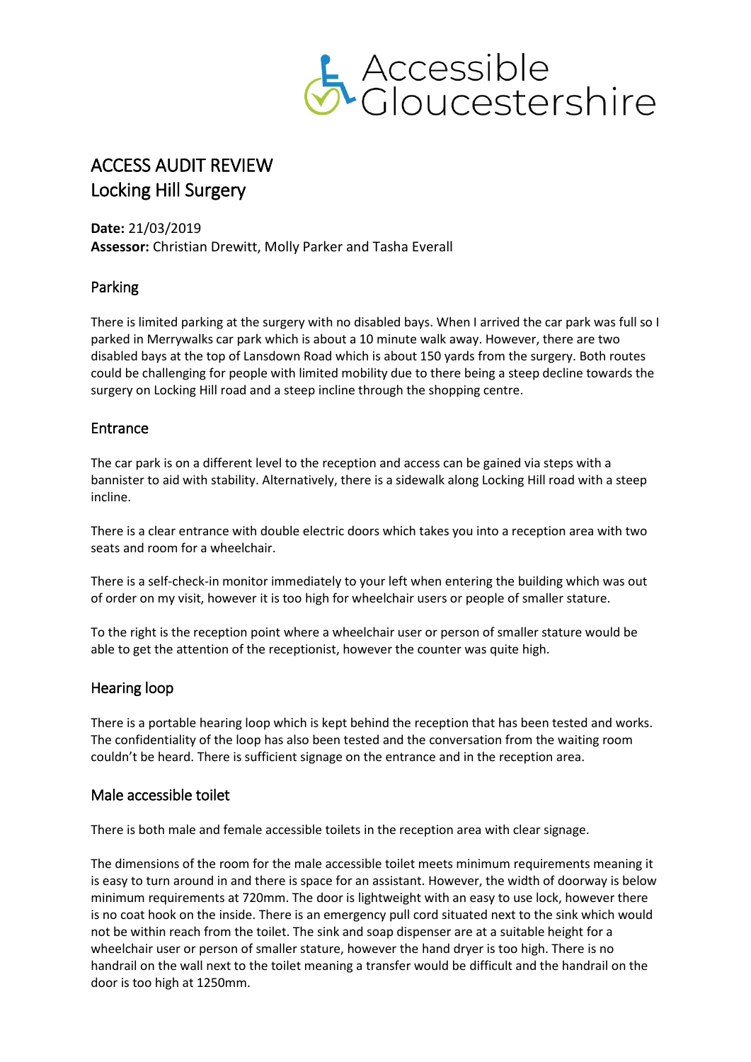Accessible Gloucestershire

# ACCESS AUDIT REVIEW
# Locking Hill Surgery

**Date:** 21/03/2019
**Assessor:** Christian Drewitt, Molly Parker and Tasha Everall

## Parking

There is limited parking at the surgery with no disabled bays. When I arrived the car park was full so I parked in Merrywalks car park which is about a 10 minute walk away. However, there are two disabled bays at the top of Lansdown Road which is about 150 yards from the surgery. Both routes could be challenging for people with limited mobility due to there being a steep decline towards the surgery on Locking Hill road and a steep incline through the shopping centre.

## Entrance

The car park is on a different level to the reception and access can be gained via steps with a bannister to aid with stability. Alternatively, there is a sidewalk along Locking Hill road with a steep incline.

There is a clear entrance with double electric doors which takes you into a reception area with two seats and room for a wheelchair.

There is a self-check-in monitor immediately to your left when entering the building which was out of order on my visit, however it is too high for wheelchair users or people of smaller stature.

To the right is the reception point where a wheelchair user or person of smaller stature would be able to get the attention of the receptionist, however the counter was quite high.

## Hearing loop

There is a portable hearing loop which is kept behind the reception that has been tested and works. The confidentiality of the loop has also been tested and the conversation from the waiting room couldn't be heard. There is sufficient signage on the entrance and in the reception area.

## Male accessible toilet

There is both male and female accessible toilets in the reception area with clear signage.

The dimensions of the room for the male accessible toilet meets minimum requirements meaning it is easy to turn around in and there is space for an assistant. However, the width of doorway is below minimum requirements at 720mm. The door is lightweight with an easy to use lock, however there is no coat hook on the inside. There is an emergency pull cord situated next to the sink which would not be within reach from the toilet. The sink and soap dispenser are at a suitable height for a wheelchair user or person of smaller stature, however the hand dryer is too high. There is no handrail on the wall next to the toilet meaning a transfer would be difficult and the handrail on the door is too high at 1250mm.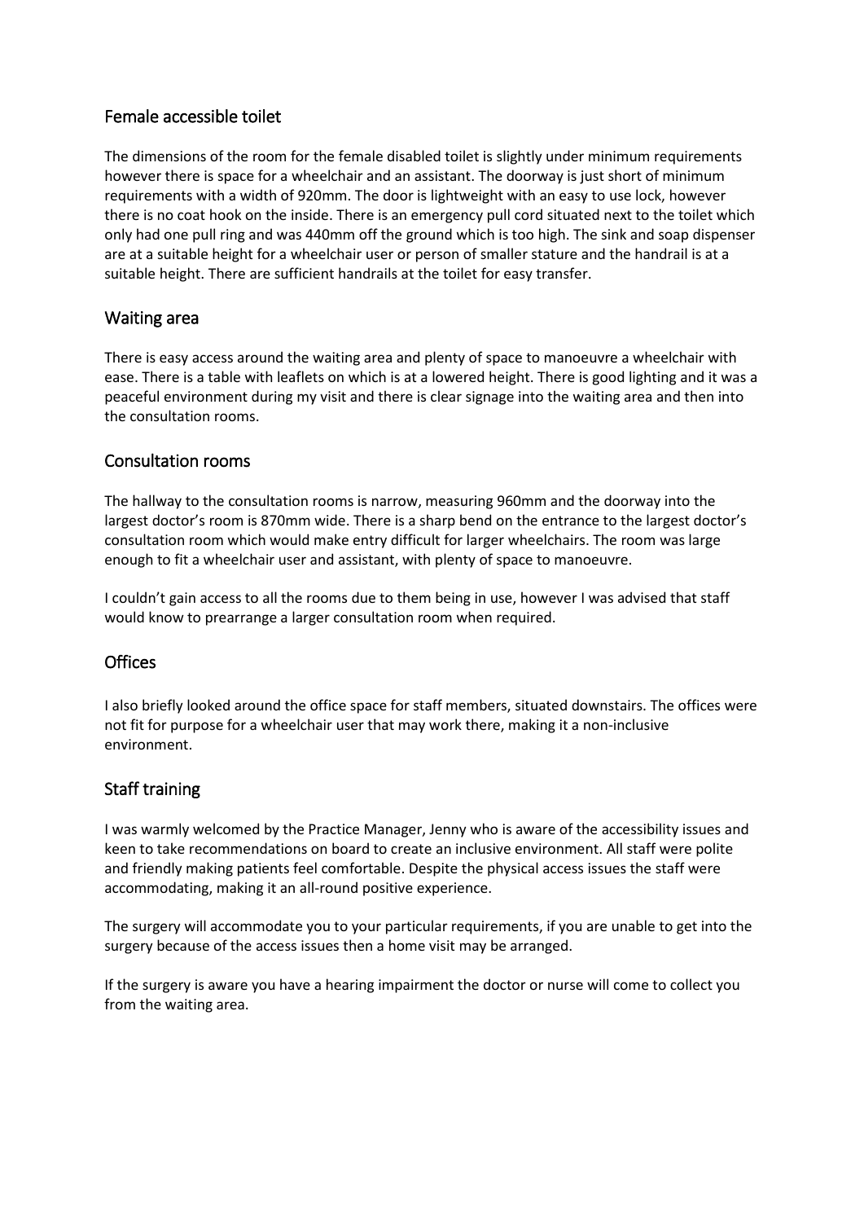## Female accessible toilet

The dimensions of the room for the female disabled toilet is slightly under minimum requirements however there is space for a wheelchair and an assistant. The doorway is just short of minimum requirements with a width of 920mm. The door is lightweight with an easy to use lock, however there is no coat hook on the inside. There is an emergency pull cord situated next to the toilet which only had one pull ring and was 440mm off the ground which is too high. The sink and soap dispenser are at a suitable height for a wheelchair user or person of smaller stature and the handrail is at a suitable height. There are sufficient handrails at the toilet for easy transfer.

## Waiting area

There is easy access around the waiting area and plenty of space to manoeuvre a wheelchair with ease. There is a table with leaflets on which is at a lowered height. There is good lighting and it was a peaceful environment during my visit and there is clear signage into the waiting area and then into the consultation rooms.

## Consultation rooms

The hallway to the consultation rooms is narrow, measuring 960mm and the doorway into the largest doctor's room is 870mm wide. There is a sharp bend on the entrance to the largest doctor's consultation room which would make entry difficult for larger wheelchairs. The room was large enough to fit a wheelchair user and assistant, with plenty of space to manoeuvre.

I couldn't gain access to all the rooms due to them being in use, however I was advised that staff would know to prearrange a larger consultation room when required.

## Offices

I also briefly looked around the office space for staff members, situated downstairs. The offices were not fit for purpose for a wheelchair user that may work there, making it a non-inclusive environment.

## Staff training

I was warmly welcomed by the Practice Manager, Jenny who is aware of the accessibility issues and keen to take recommendations on board to create an inclusive environment. All staff were polite and friendly making patients feel comfortable. Despite the physical access issues the staff were accommodating, making it an all-round positive experience.

The surgery will accommodate you to your particular requirements, if you are unable to get into the surgery because of the access issues then a home visit may be arranged.

If the surgery is aware you have a hearing impairment the doctor or nurse will come to collect you from the waiting area.